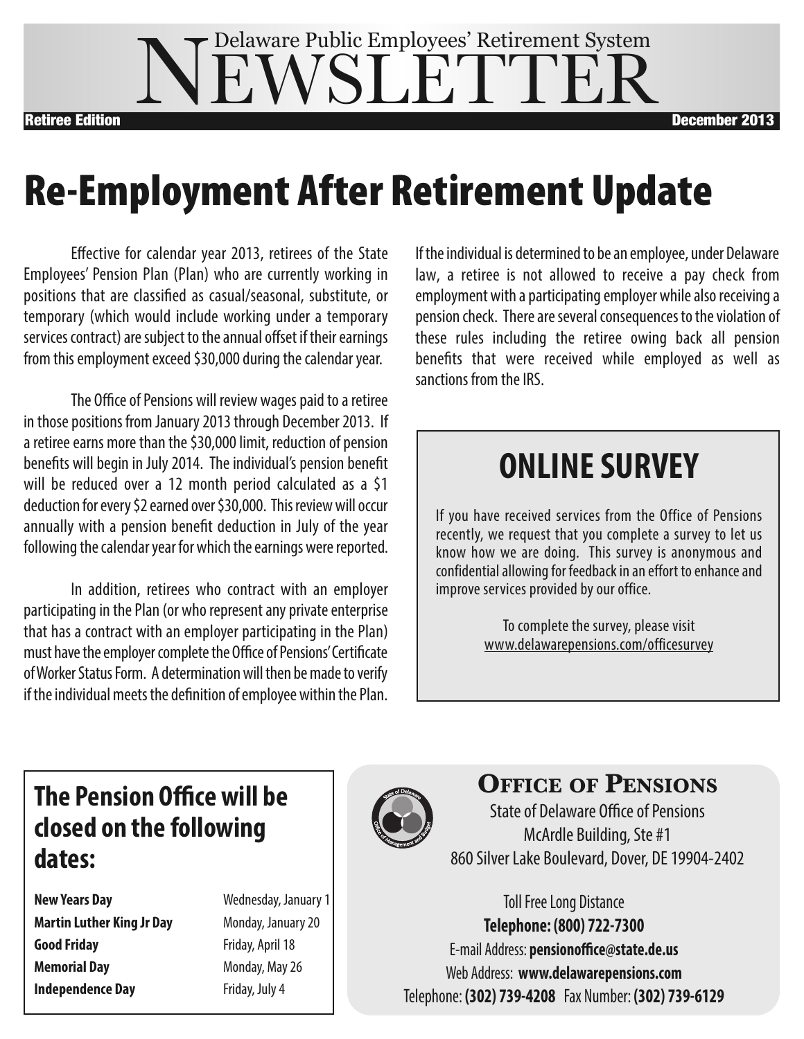# Delaware Public Employees' Retirement System NEWSLETTER

**Retiree Edition** — **December 2013**

# Re-Employment After Retirement Update

Effective for calendar year 2013, retirees of the State Employees' Pension Plan (Plan) who are currently working in positions that are classified as casual/seasonal, substitute, or temporary (which would include working under a temporary services contract) are subject to the annual offset if their earnings from this employment exceed $30,000 during the calendar year.

The Office of Pensions will review wages paid to a retiree in those positions from January 2013 through December 2013. If a retiree earns more than the $30,000 limit, reduction of pension benefits will begin in July 2014. The individual's pension benefit will be reduced over a 12 month period calculated as a $1 deduction for every $2 earned over $30,000. This review will occur annually with a pension benefit deduction in July of the year following the calendar year for which the earnings were reported.

In addition, retirees who contract with an employer participating in the Plan (or who represent any private enterprise that has a contract with an employer participating in the Plan) must have the employer complete the Office of Pensions' Certificate of Worker Status Form. A determination will then be made to verify if the individual meets the definition of employee within the Plan.

If the individual is determined to be an employee, under Delaware law, a retiree is not allowed to receive a pay check from employment with a participating employer while also receiving a pension check. There are several consequences to the violation of these rules including the retiree owing back all pension benefits that were received while employed as well as sanctions from the IRS.

## ONLINE SURVEY

If you have received services from the Office of Pensions recently, we request that you complete a survey to let us know how we are doing. This survey is anonymous and confidential allowing for feedback in an effort to enhance and improve services provided by our office.

To complete the survey, please visit
www.delawarepensions.com/officesurvey

## The Pension Office will be closed on the following dates:

| | |
|---|---|
| **New Years Day** | Wednesday, January 1 |
| **Martin Luther King Jr Day** | Monday, January 20 |
| **Good Friday** | Friday, April 18 |
| **Memorial Day** | Monday, May 26 |
| **Independence Day** | Friday, July 4 |

## Office of Pensions

State of Delaware Office of Pensions
McArdle Building, Ste #1
860 Silver Lake Boulevard, Dover, DE 19904-2402

Toll Free Long Distance
**Telephone: (800) 722-7300**
E-mail Address: **pensionoffice@state.de.us**
Web Address: **www.delawarepensions.com**
Telephone: **(302) 739-4208** Fax Number: **(302) 739-6129**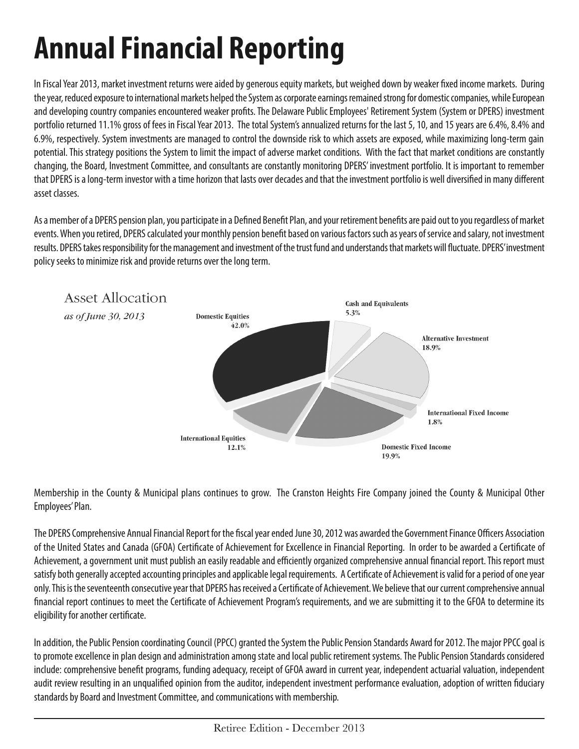# Annual Financial Reporting

In Fiscal Year 2013, market investment returns were aided by generous equity markets, but weighed down by weaker fixed income markets. During the year, reduced exposure to international markets helped the System as corporate earnings remained strong for domestic companies, while European and developing country companies encountered weaker profits. The Delaware Public Employees' Retirement System (System or DPERS) investment portfolio returned 11.1% gross of fees in Fiscal Year 2013. The total System's annualized returns for the last 5, 10, and 15 years are 6.4%, 8.4% and 6.9%, respectively. System investments are managed to control the downside risk to which assets are exposed, while maximizing long-term gain potential. This strategy positions the System to limit the impact of adverse market conditions. With the fact that market conditions are constantly changing, the Board, Investment Committee, and consultants are constantly monitoring DPERS' investment portfolio. It is important to remember that DPERS is a long-term investor with a time horizon that lasts over decades and that the investment portfolio is well diversified in many different asset classes.

As a member of a DPERS pension plan, you participate in a Defined Benefit Plan, and your retirement benefits are paid out to you regardless of market events. When you retired, DPERS calculated your monthly pension benefit based on various factors such as years of service and salary, not investment results. DPERS takes responsibility for the management and investment of the trust fund and understands that markets will fluctuate. DPERS' investment policy seeks to minimize risk and provide returns over the long term.

Asset Allocation

*as of June 30, 2013*

| Asset Class | Percentage |
|---|---|
| Domestic Equities | 42.0% |
| Cash and Equivalents | 5.3% |
| Alternative Investment | 18.9% |
| International Fixed Income | 1.8% |
| Domestic Fixed Income | 19.9% |
| International Equities | 12.1% |

Membership in the County & Municipal plans continues to grow. The Cranston Heights Fire Company joined the County & Municipal Other Employees' Plan.

The DPERS Comprehensive Annual Financial Report for the fiscal year ended June 30, 2012 was awarded the Government Finance Officers Association of the United States and Canada (GFOA) Certificate of Achievement for Excellence in Financial Reporting. In order to be awarded a Certificate of Achievement, a government unit must publish an easily readable and efficiently organized comprehensive annual financial report. This report must satisfy both generally accepted accounting principles and applicable legal requirements. A Certificate of Achievement is valid for a period of one year only. This is the seventeenth consecutive year that DPERS has received a Certificate of Achievement. We believe that our current comprehensive annual financial report continues to meet the Certificate of Achievement Program's requirements, and we are submitting it to the GFOA to determine its eligibility for another certificate.

In addition, the Public Pension coordinating Council (PPCC) granted the System the Public Pension Standards Award for 2012. The major PPCC goal is to promote excellence in plan design and administration among state and local public retirement systems. The Public Pension Standards considered include: comprehensive benefit programs, funding adequacy, receipt of GFOA award in current year, independent actuarial valuation, independent audit review resulting in an unqualified opinion from the auditor, independent investment performance evaluation, adoption of written fiduciary standards by Board and Investment Committee, and communications with membership.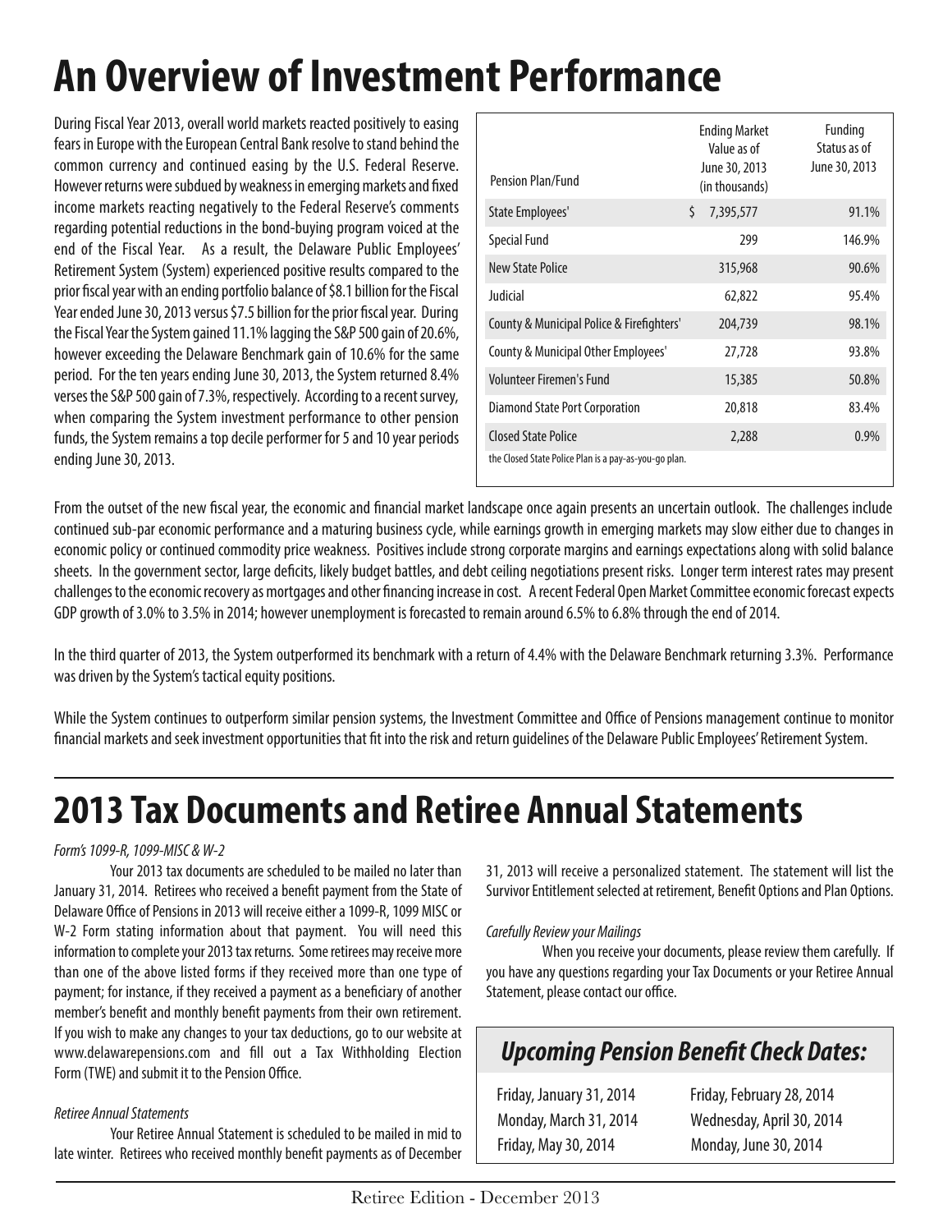# An Overview of Investment Performance

During Fiscal Year 2013, overall world markets reacted positively to easing fears in Europe with the European Central Bank resolve to stand behind the common currency and continued easing by the U.S. Federal Reserve. However returns were subdued by weakness in emerging markets and fixed income markets reacting negatively to the Federal Reserve's comments regarding potential reductions in the bond-buying program voiced at the end of the Fiscal Year. As a result, the Delaware Public Employees' Retirement System (System) experienced positive results compared to the prior fiscal year with an ending portfolio balance of $8.1 billion for the Fiscal Year ended June 30, 2013 versus $7.5 billion for the prior fiscal year. During the Fiscal Year the System gained 11.1% lagging the S&P 500 gain of 20.6%, however exceeding the Delaware Benchmark gain of 10.6% for the same period. For the ten years ending June 30, 2013, the System returned 8.4% verses the S&P 500 gain of 7.3%, respectively. According to a recent survey, when comparing the System investment performance to other pension funds, the System remains a top decile performer for 5 and 10 year periods ending June 30, 2013.

| Pension Plan/Fund | Ending Market Value as of June 30, 2013 (in thousands) | Funding Status as of June 30, 2013 |
|---|---|---|
| State Employees' | $ 7,395,577 | 91.1% |
| Special Fund | 299 | 146.9% |
| New State Police | 315,968 | 90.6% |
| Judicial | 62,822 | 95.4% |
| County & Municipal Police & Firefighters' | 204,739 | 98.1% |
| County & Municipal Other Employees' | 27,728 | 93.8% |
| Volunteer Firemen's Fund | 15,385 | 50.8% |
| Diamond State Port Corporation | 20,818 | 83.4% |
| Closed State Police | 2,288 | 0.9% |

the Closed State Police Plan is a pay-as-you-go plan.

From the outset of the new fiscal year, the economic and financial market landscape once again presents an uncertain outlook. The challenges include continued sub-par economic performance and a maturing business cycle, while earnings growth in emerging markets may slow either due to changes in economic policy or continued commodity price weakness. Positives include strong corporate margins and earnings expectations along with solid balance sheets. In the government sector, large deficits, likely budget battles, and debt ceiling negotiations present risks. Longer term interest rates may present challenges to the economic recovery as mortgages and other financing increase in cost. A recent Federal Open Market Committee economic forecast expects GDP growth of 3.0% to 3.5% in 2014; however unemployment is forecasted to remain around 6.5% to 6.8% through the end of 2014.

In the third quarter of 2013, the System outperformed its benchmark with a return of 4.4% with the Delaware Benchmark returning 3.3%. Performance was driven by the System's tactical equity positions.

While the System continues to outperform similar pension systems, the Investment Committee and Office of Pensions management continue to monitor financial markets and seek investment opportunities that fit into the risk and return guidelines of the Delaware Public Employees' Retirement System.

# 2013 Tax Documents and Retiree Annual Statements

*Form's 1099-R, 1099-MISC & W-2*

Your 2013 tax documents are scheduled to be mailed no later than January 31, 2014. Retirees who received a benefit payment from the State of Delaware Office of Pensions in 2013 will receive either a 1099-R, 1099 MISC or W-2 Form stating information about that payment. You will need this information to complete your 2013 tax returns. Some retirees may receive more than one of the above listed forms if they received more than one type of payment; for instance, if they received a payment as a beneficiary of another member's benefit and monthly benefit payments from their own retirement. If you wish to make any changes to your tax deductions, go to our website at www.delawarepensions.com and fill out a Tax Withholding Election Form (TWE) and submit it to the Pension Office.

*Retiree Annual Statements*

Your Retiree Annual Statement is scheduled to be mailed in mid to late winter. Retirees who received monthly benefit payments as of December 31, 2013 will receive a personalized statement. The statement will list the Survivor Entitlement selected at retirement, Benefit Options and Plan Options.

*Carefully Review your Mailings*

When you receive your documents, please review them carefully. If you have any questions regarding your Tax Documents or your Retiree Annual Statement, please contact our office.

## *Upcoming Pension Benefit Check Dates:*

- Friday, January 31, 2014
- Friday, February 28, 2014
- Monday, March 31, 2014
- Wednesday, April 30, 2014
- Friday, May 30, 2014
- Monday, June 30, 2014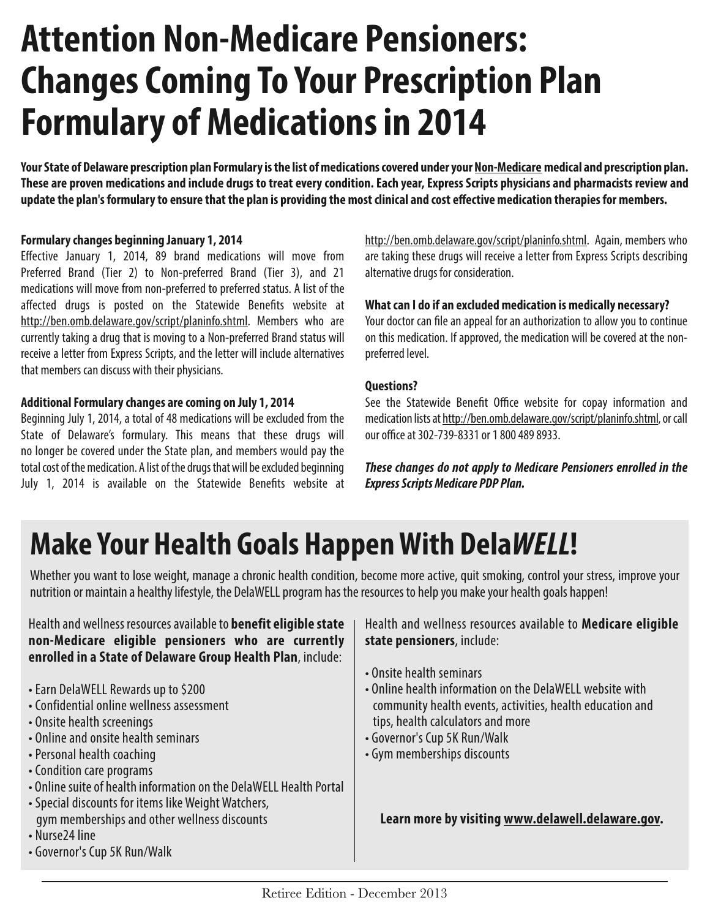# Attention Non-Medicare Pensioners: Changes Coming To Your Prescription Plan Formulary of Medications in 2014

**Your State of Delaware prescription plan Formulary is the list of medications covered under your Non-Medicare medical and prescription plan. These are proven medications and include drugs to treat every condition. Each year, Express Scripts physicians and pharmacists review and update the plan's formulary to ensure that the plan is providing the most clinical and cost effective medication therapies for members.**

**Formulary changes beginning January 1, 2014**

Effective January 1, 2014, 89 brand medications will move from Preferred Brand (Tier 2) to Non-preferred Brand (Tier 3), and 21 medications will move from non-preferred to preferred status. A list of the affected drugs is posted on the Statewide Benefits website at http://ben.omb.delaware.gov/script/planinfo.shtml. Members who are currently taking a drug that is moving to a Non-preferred Brand status will receive a letter from Express Scripts, and the letter will include alternatives that members can discuss with their physicians.

**Additional Formulary changes are coming on July 1, 2014**

Beginning July 1, 2014, a total of 48 medications will be excluded from the State of Delaware's formulary. This means that these drugs will no longer be covered under the State plan, and members would pay the total cost of the medication. A list of the drugs that will be excluded beginning July 1, 2014 is available on the Statewide Benefits website at http://ben.omb.delaware.gov/script/planinfo.shtml. Again, members who are taking these drugs will receive a letter from Express Scripts describing alternative drugs for consideration.

**What can I do if an excluded medication is medically necessary?**

Your doctor can file an appeal for an authorization to allow you to continue on this medication. If approved, the medication will be covered at the non-preferred level.

**Questions?**

See the Statewide Benefit Office website for copay information and medication lists at http://ben.omb.delaware.gov/script/planinfo.shtml, or call our office at 302-739-8331 or 1 800 489 8933.

***These changes do not apply to Medicare Pensioners enrolled in the Express Scripts Medicare PDP Plan.***

# Make Your Health Goals Happen With Dela*WELL*!

Whether you want to lose weight, manage a chronic health condition, become more active, quit smoking, control your stress, improve your nutrition or maintain a healthy lifestyle, the DelaWELL program has the resources to help you make your health goals happen!

Health and wellness resources available to **benefit eligible state non-Medicare eligible pensioners who are currently enrolled in a State of Delaware Group Health Plan**, include:

- Earn DelaWELL Rewards up to $200
- Confidential online wellness assessment
- Onsite health screenings
- Online and onsite health seminars
- Personal health coaching
- Condition care programs
- Online suite of health information on the DelaWELL Health Portal
- Special discounts for items like Weight Watchers, gym memberships and other wellness discounts
- Nurse24 line
- Governor's Cup 5K Run/Walk

Health and wellness resources available to **Medicare eligible state pensioners**, include:

- Onsite health seminars
- Online health information on the DelaWELL website with community health events, activities, health education and tips, health calculators and more
- Governor's Cup 5K Run/Walk
- Gym memberships discounts

**Learn more by visiting www.delawell.delaware.gov.**